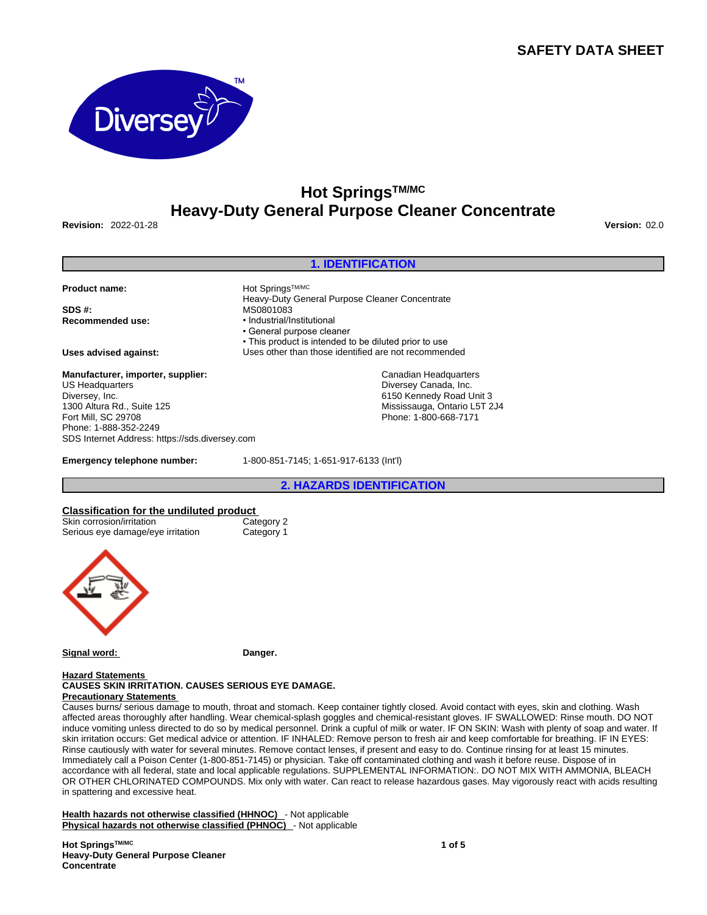# SAFETY DATA SHEET

## Hot Springs[TM/MC]
## Heavy-Duty General Purpose Cleaner Concentrate

**Revision:** 2022-01-28 **Version:** 02.0

## 1. IDENTIFICATION

**Product name:** Hot Springs[TM/MC] Heavy-Duty General Purpose Cleaner Concentrate

**SDS #:** MS0801083

**Recommended use:**
- Industrial/Institutional
- General purpose cleaner
- This product is intended to be diluted prior to use

**Uses advised against:** Uses other than those identified are not recommended

**Manufacturer, importer, supplier:**

US Headquarters
Diversey, Inc.
1300 Altura Rd., Suite 125
Fort Mill, SC 29708
Phone: 1-888-352-2249
SDS Internet Address: https://sds.diversey.com

Canadian Headquarters
Diversey Canada, Inc.
6150 Kennedy Road Unit 3
Mississauga, Ontario L5T 2J4
Phone: 1-800-668-7171

**Emergency telephone number:** 1-800-851-7145; 1-651-917-6133 (Int'l)

## 2. HAZARDS IDENTIFICATION

**Classification for the undiluted product**

| Hazard | Category |
|---|---|
| Skin corrosion/irritation | Category 2 |
| Serious eye damage/eye irritation | Category 1 |

**Signal word:** Danger.

**Hazard Statements**

**CAUSES SKIN IRRITATION. CAUSES SERIOUS EYE DAMAGE.**

**Precautionary Statements**

Causes burns/ serious damage to mouth, throat and stomach. Keep container tightly closed. Avoid contact with eyes, skin and clothing. Wash affected areas thoroughly after handling. Wear chemical-splash goggles and chemical-resistant gloves. IF SWALLOWED: Rinse mouth. DO NOT induce vomiting unless directed to do so by medical personnel. Drink a cupful of milk or water. IF ON SKIN: Wash with plenty of soap and water. If skin irritation occurs: Get medical advice or attention. IF INHALED: Remove person to fresh air and keep comfortable for breathing. IF IN EYES: Rinse cautiously with water for several minutes. Remove contact lenses, if present and easy to do. Continue rinsing for at least 15 minutes. Immediately call a Poison Center (1-800-851-7145) or physician. Take off contaminated clothing and wash it before reuse. Dispose of in accordance with all federal, state and local applicable regulations. SUPPLEMENTAL INFORMATION:. DO NOT MIX WITH AMMONIA, BLEACH OR OTHER CHLORINATED COMPOUNDS. Mix only with water. Can react to release hazardous gases. May vigorously react with acids resulting in spattering and excessive heat.

**Health hazards not otherwise classified (HHNOC)** - Not applicable
**Physical hazards not otherwise classified (PHNOC)** - Not applicable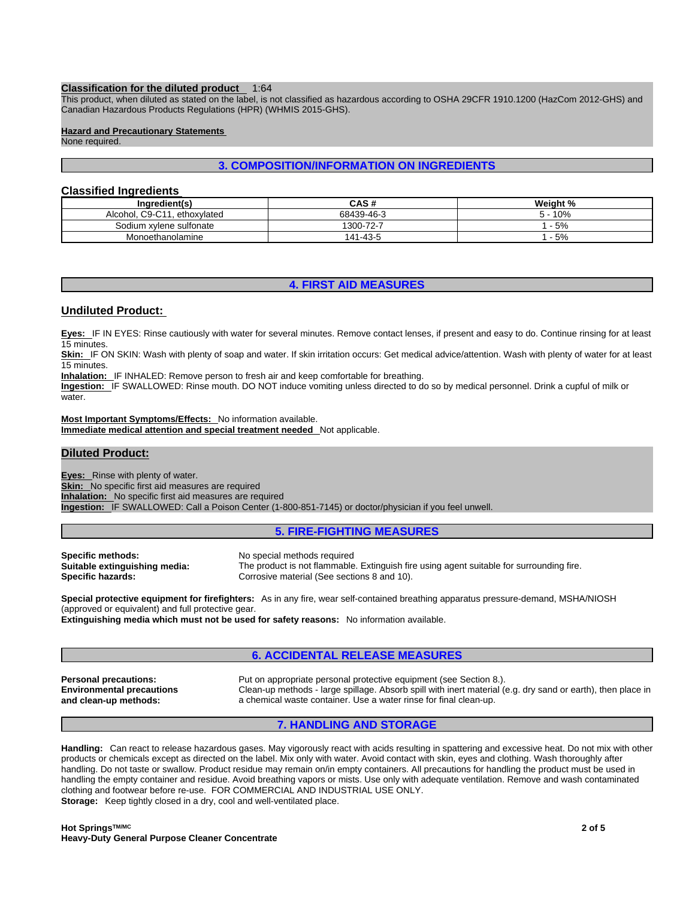**Classification for the diluted product** 1:64

This product, when diluted as stated on the label, is not classified as hazardous according to OSHA 29CFR 1910.1200 (HazCom 2012-GHS) and Canadian Hazardous Products Regulations (HPR) (WHMIS 2015-GHS).

**Hazard and Precautionary Statements**

None required.

## 3. COMPOSITION/INFORMATION ON INGREDIENTS

### Classified Ingredients

| Ingredient(s) | CAS # | Weight % |
|---|---|---|
| Alcohol, C9-C11, ethoxylated | 68439-46-3 | 5 - 10% |
| Sodium xylene sulfonate | 1300-72-7 | 1 - 5% |
| Monoethanolamine | 141-43-5 | 1 - 5% |

## 4. FIRST AID MEASURES

### Undiluted Product:

**Eyes:** IF IN EYES: Rinse cautiously with water for several minutes. Remove contact lenses, if present and easy to do. Continue rinsing for at least 15 minutes.

**Skin:** IF ON SKIN: Wash with plenty of soap and water. If skin irritation occurs: Get medical advice/attention. Wash with plenty of water for at least 15 minutes.

**Inhalation:** IF INHALED: Remove person to fresh air and keep comfortable for breathing.

**Ingestion:** IF SWALLOWED: Rinse mouth. DO NOT induce vomiting unless directed to do so by medical personnel. Drink a cupful of milk or water.

**Most Important Symptoms/Effects:** No information available.

**Immediate medical attention and special treatment needed** Not applicable.

### Diluted Product:

**Eyes:** Rinse with plenty of water.

**Skin:** No specific first aid measures are required

**Inhalation:** No specific first aid measures are required

**Ingestion:** IF SWALLOWED: Call a Poison Center (1-800-851-7145) or doctor/physician if you feel unwell.

## 5. FIRE-FIGHTING MEASURES

**Specific methods:** No special methods required

**Suitable extinguishing media:** The product is not flammable. Extinguish fire using agent suitable for surrounding fire.

**Specific hazards:** Corrosive material (See sections 8 and 10).

**Special protective equipment for firefighters:** As in any fire, wear self-contained breathing apparatus pressure-demand, MSHA/NIOSH (approved or equivalent) and full protective gear.

**Extinguishing media which must not be used for safety reasons:** No information available.

## 6. ACCIDENTAL RELEASE MEASURES

**Personal precautions:** Put on appropriate personal protective equipment (see Section 8.).

**Environmental precautions and clean-up methods:** Clean-up methods - large spillage. Absorb spill with inert material (e.g. dry sand or earth), then place in a chemical waste container. Use a water rinse for final clean-up.

## 7. HANDLING AND STORAGE

**Handling:** Can react to release hazardous gases. May vigorously react with acids resulting in spattering and excessive heat. Do not mix with other products or chemicals except as directed on the label. Mix only with water. Avoid contact with skin, eyes and clothing. Wash thoroughly after handling. Do not taste or swallow. Product residue may remain on/in empty containers. All precautions for handling the product must be used in handling the empty container and residue. Avoid breathing vapors or mists. Use only with adequate ventilation. Remove and wash contaminated clothing and footwear before re-use. FOR COMMERCIAL AND INDUSTRIAL USE ONLY.

**Storage:** Keep tightly closed in a dry, cool and well-ventilated place.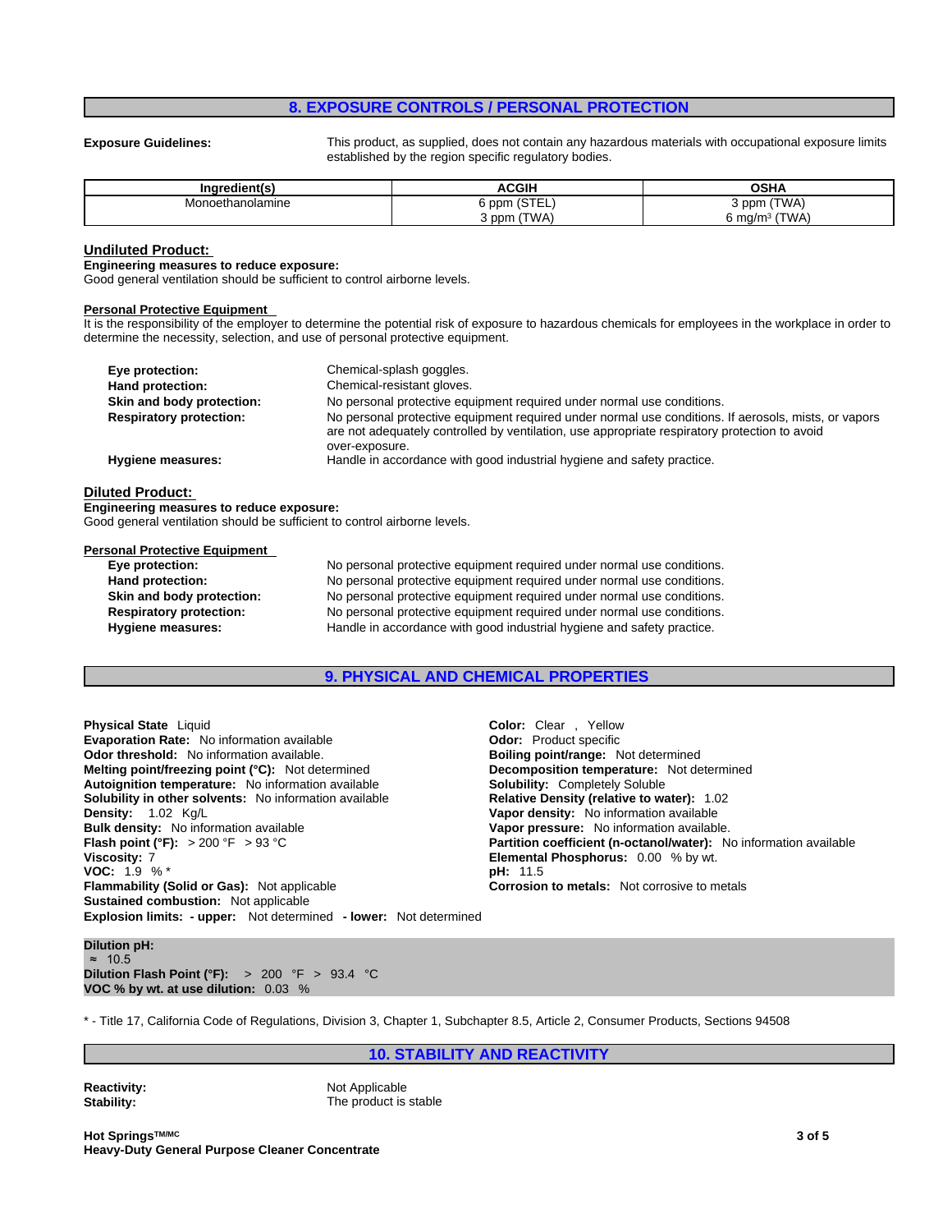## 8. EXPOSURE CONTROLS / PERSONAL PROTECTION

**Exposure Guidelines:** This product, as supplied, does not contain any hazardous materials with occupational exposure limits established by the region specific regulatory bodies.

| Ingredient(s) | ACGIH | OSHA |
|---|---|---|
| Monoethanolamine | 6 ppm (STEL)<br>3 ppm (TWA) | 3 ppm (TWA)<br>6 mg/m³ (TWA) |

### Undiluted Product:

**Engineering measures to reduce exposure:**
Good general ventilation should be sufficient to control airborne levels.

**Personal Protective Equipment**
It is the responsibility of the employer to determine the potential risk of exposure to hazardous chemicals for employees in the workplace in order to determine the necessity, selection, and use of personal protective equipment.

**Eye protection:** Chemical-splash goggles.
**Hand protection:** Chemical-resistant gloves.
**Skin and body protection:** No personal protective equipment required under normal use conditions.
**Respiratory protection:** No personal protective equipment required under normal use conditions. If aerosols, mists, or vapors are not adequately controlled by ventilation, use appropriate respiratory protection to avoid over-exposure.
**Hygiene measures:** Handle in accordance with good industrial hygiene and safety practice.

### Diluted Product:

**Engineering measures to reduce exposure:**
Good general ventilation should be sufficient to control airborne levels.

**Personal Protective Equipment**

**Eye protection:** No personal protective equipment required under normal use conditions.
**Hand protection:** No personal protective equipment required under normal use conditions.
**Skin and body protection:** No personal protective equipment required under normal use conditions.
**Respiratory protection:** No personal protective equipment required under normal use conditions.
**Hygiene measures:** Handle in accordance with good industrial hygiene and safety practice.

## 9. PHYSICAL AND CHEMICAL PROPERTIES

**Physical State** Liquid
**Evaporation Rate:** No information available
**Odor threshold:** No information available.
**Melting point/freezing point (°C):** Not determined
**Autoignition temperature:** No information available
**Solubility in other solvents:** No information available
**Density:** 1.02 Kg/L
**Bulk density:** No information available
**Flash point (°F):** > 200 °F > 93 °C
**Viscosity:** 7
**VOC:** 1.9 % *
**Flammability (Solid or Gas):** Not applicable
**Sustained combustion:** Not applicable
**Explosion limits: - upper:** Not determined **- lower:** Not determined

**Color:** Clear , Yellow
**Odor:** Product specific
**Boiling point/range:** Not determined
**Decomposition temperature:** Not determined
**Solubility:** Completely Soluble
**Relative Density (relative to water):** 1.02
**Vapor density:** No information available
**Vapor pressure:** No information available.
**Partition coefficient (n-octanol/water):** No information available
**Elemental Phosphorus:** 0.00 % by wt.
**pH:** 11.5
**Corrosion to metals:** Not corrosive to metals

**Dilution pH:**
≈ 10.5
**Dilution Flash Point (°F):** > 200 °F > 93.4 °C
**VOC % by wt. at use dilution:** 0.03 %

* - Title 17, California Code of Regulations, Division 3, Chapter 1, Subchapter 8.5, Article 2, Consumer Products, Sections 94508

## 10. STABILITY AND REACTIVITY

**Reactivity:** Not Applicable
**Stability:** The product is stable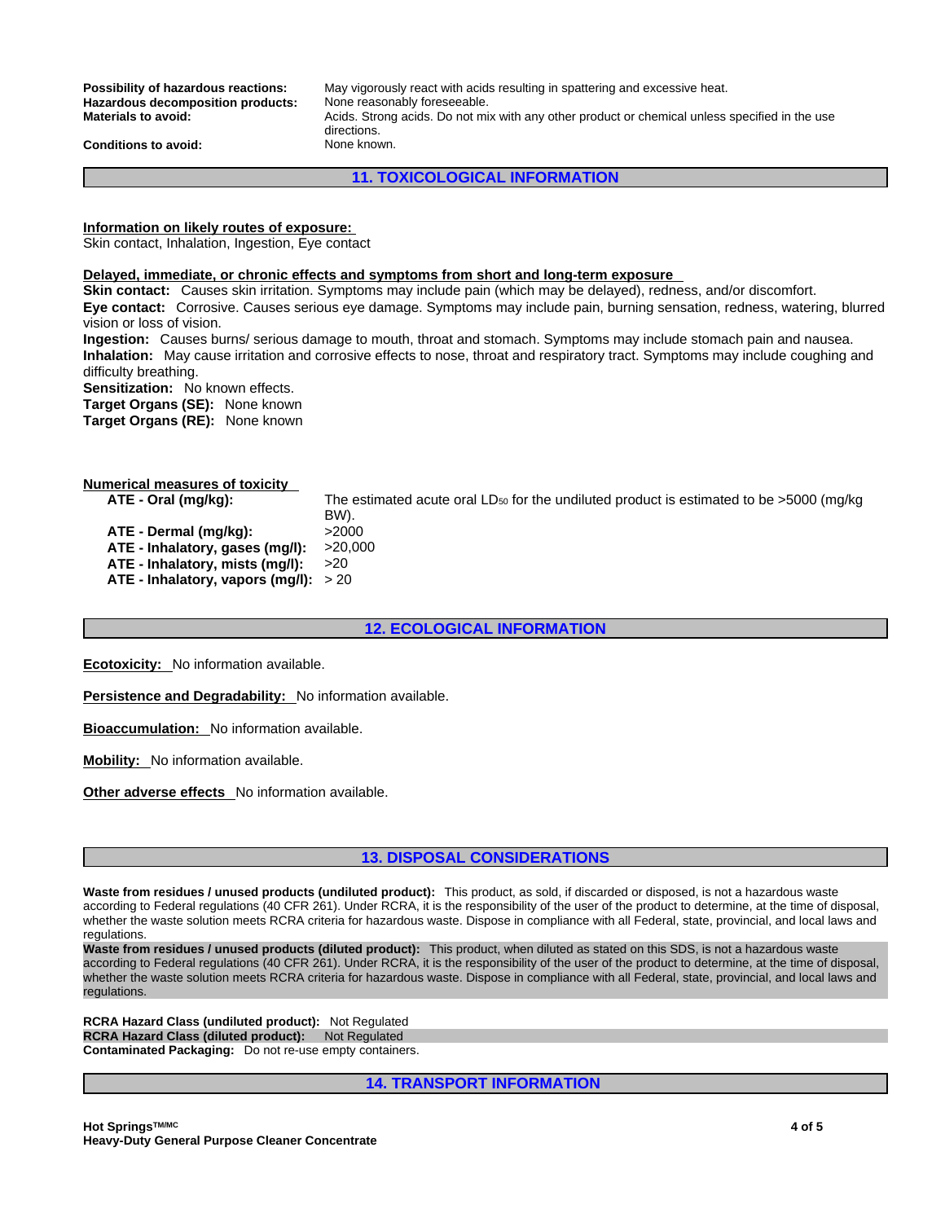**Possibility of hazardous reactions:** May vigorously react with acids resulting in spattering and excessive heat.
**Hazardous decomposition products:** None reasonably foreseeable.
**Materials to avoid:** Acids. Strong acids. Do not mix with any other product or chemical unless specified in the use directions.
**Conditions to avoid:** None known.

## 11. TOXICOLOGICAL INFORMATION

**Information on likely routes of exposure:**
Skin contact, Inhalation, Ingestion, Eye contact

**Delayed, immediate, or chronic effects and symptoms from short and long-term exposure**
**Skin contact:** Causes skin irritation. Symptoms may include pain (which may be delayed), redness, and/or discomfort.
**Eye contact:** Corrosive. Causes serious eye damage. Symptoms may include pain, burning sensation, redness, watering, blurred vision or loss of vision.
**Ingestion:** Causes burns/ serious damage to mouth, throat and stomach. Symptoms may include stomach pain and nausea.
**Inhalation:** May cause irritation and corrosive effects to nose, throat and respiratory tract. Symptoms may include coughing and difficulty breathing.
**Sensitization:** No known effects.
**Target Organs (SE):** None known
**Target Organs (RE):** None known

**Numerical measures of toxicity**

| | |
|---|---|
| **ATE - Oral (mg/kg):** | The estimated acute oral $LD_{50}$ for the undiluted product is estimated to be >5000 (mg/kg BW). |
| **ATE - Dermal (mg/kg):** | >2000 |
| **ATE - Inhalatory, gases (mg/l):** | >20,000 |
| **ATE - Inhalatory, mists (mg/l):** | >20 |
| **ATE - Inhalatory, vapors (mg/l):** | > 20 |

## 12. ECOLOGICAL INFORMATION

**Ecotoxicity:** No information available.

**Persistence and Degradability:** No information available.

**Bioaccumulation:** No information available.

**Mobility:** No information available.

**Other adverse effects** No information available.

## 13. DISPOSAL CONSIDERATIONS

**Waste from residues / unused products (undiluted product):** This product, as sold, if discarded or disposed, is not a hazardous waste according to Federal regulations (40 CFR 261). Under RCRA, it is the responsibility of the user of the product to determine, at the time of disposal, whether the waste solution meets RCRA criteria for hazardous waste. Dispose in compliance with all Federal, state, provincial, and local laws and regulations.
**Waste from residues / unused products (diluted product):** This product, when diluted as stated on this SDS, is not a hazardous waste according to Federal regulations (40 CFR 261). Under RCRA, it is the responsibility of the user of the product to determine, at the time of disposal, whether the waste solution meets RCRA criteria for hazardous waste. Dispose in compliance with all Federal, state, provincial, and local laws and regulations.

**RCRA Hazard Class (undiluted product):** Not Regulated
**RCRA Hazard Class (diluted product):** Not Regulated
**Contaminated Packaging:** Do not re-use empty containers.

## 14. TRANSPORT INFORMATION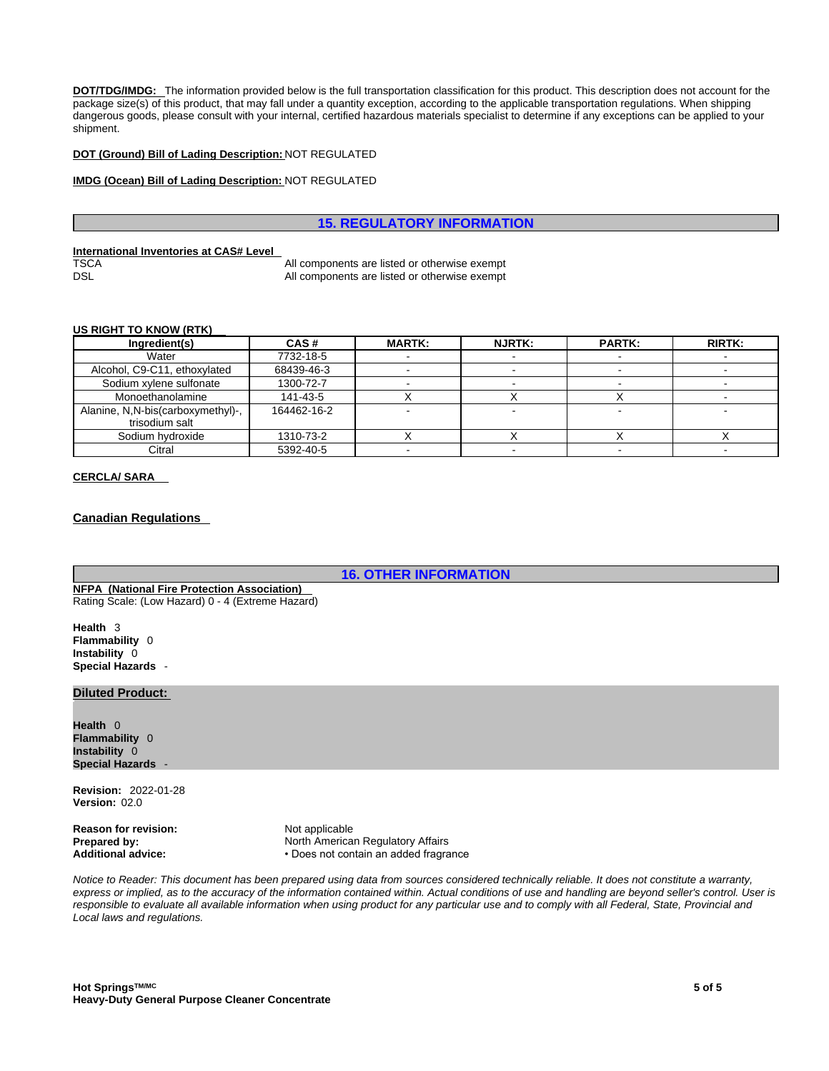**DOT/TDG/IMDG:** The information provided below is the full transportation classification for this product. This description does not account for the package size(s) of this product, that may fall under a quantity exception, according to the applicable transportation regulations. When shipping dangerous goods, please consult with your internal, certified hazardous materials specialist to determine if any exceptions can be applied to your shipment.

**DOT (Ground) Bill of Lading Description:** NOT REGULATED

**IMDG (Ocean) Bill of Lading Description:** NOT REGULATED

## 15. REGULATORY INFORMATION

**International Inventories at CAS# Level**

| | |
|---|---|
| TSCA | All components are listed or otherwise exempt |
| DSL | All components are listed or otherwise exempt |

**US RIGHT TO KNOW (RTK)**

| Ingredient(s) | CAS # | MARTK: | NJRTK: | PARTK: | RIRTK: |
|---|---|---|---|---|---|
| Water | 7732-18-5 | - | - | - | - |
| Alcohol, C9-C11, ethoxylated | 68439-46-3 | - | - | - | - |
| Sodium xylene sulfonate | 1300-72-7 | - | - | - | - |
| Monoethanolamine | 141-43-5 | X | X | X | - |
| Alanine, N,N-bis(carboxymethyl)-, trisodium salt | 164462-16-2 | - | - | - | - |
| Sodium hydroxide | 1310-73-2 | X | X | X | X |
| Citral | 5392-40-5 | - | - | - | - |

**CERCLA/ SARA**

**Canadian Regulations**

## 16. OTHER INFORMATION

**NFPA (National Fire Protection Association)**
Rating Scale: (Low Hazard) 0 - 4 (Extreme Hazard)

**Health** 3
**Flammability** 0
**Instability** 0
**Special Hazards** -

**Diluted Product:**

**Health** 0
**Flammability** 0
**Instability** 0
**Special Hazards** -

**Revision:** 2022-01-28
**Version:** 02.0

| | |
|---|---|
| **Reason for revision:** | Not applicable |
| **Prepared by:** | North American Regulatory Affairs |
| **Additional advice:** | • Does not contain an added fragrance |

*Notice to Reader: This document has been prepared using data from sources considered technically reliable. It does not constitute a warranty, express or implied, as to the accuracy of the information contained within. Actual conditions of use and handling are beyond seller's control. User is responsible to evaluate all available information when using product for any particular use and to comply with all Federal, State, Provincial and Local laws and regulations.*